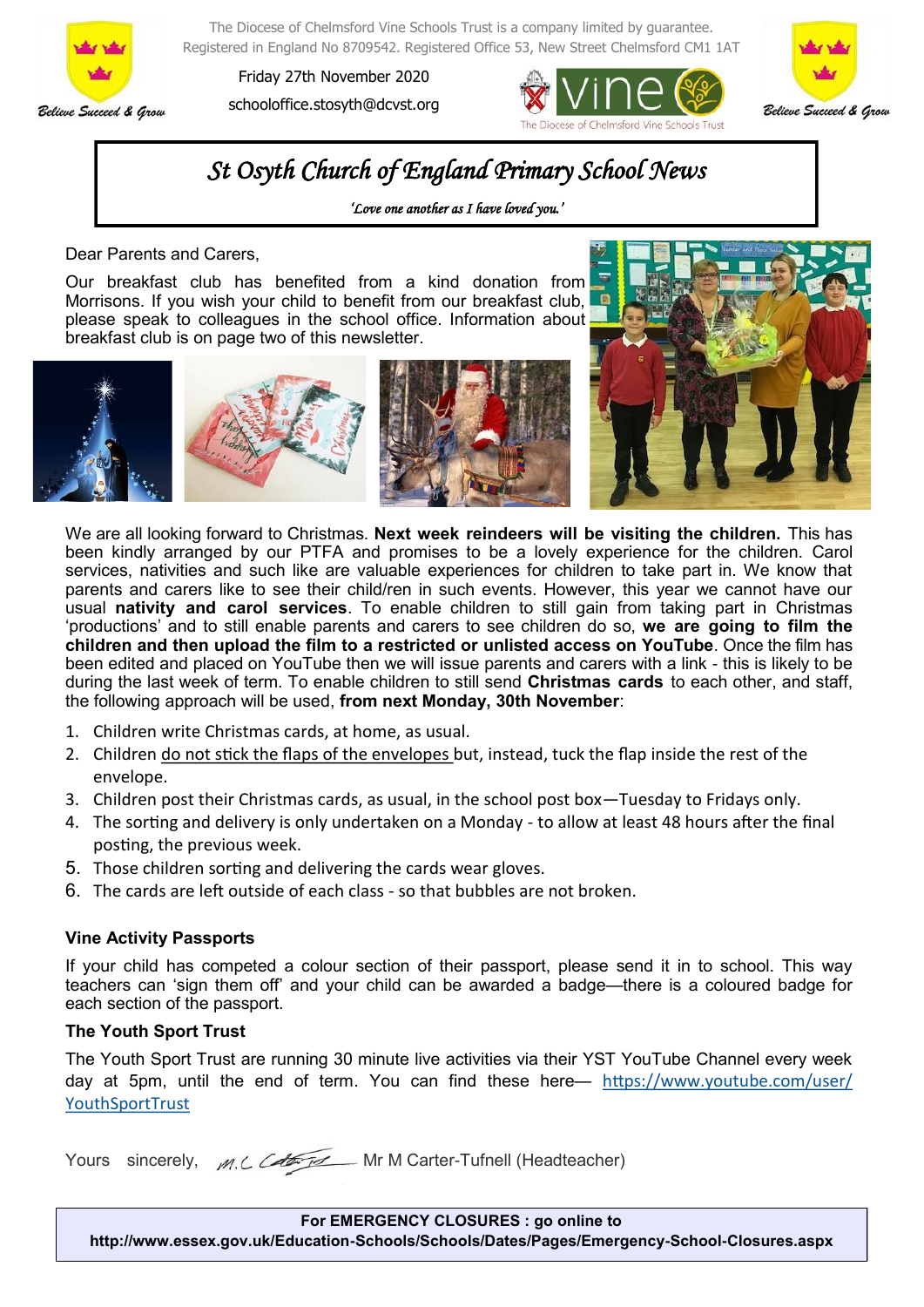The Diocese of Chelmsford Vine Schools Trust is a company limited by guarantee. Registered in England No 8709542. Registered Office 53, New Street Chelmsford CM1 1AT

Friday 27th November 2020

schooloffice.stosyth@dcvst.org

Believe Succeed & Grow

# St Osyth Church of England Primary School News

*'Love one another as I have loved you.'*

Dear Parents and Carers,

Our breakfast club has benefited from a kind donation from Morrisons. If you wish your child to benefit from our breakfast club, please speak to colleagues in the school office. Information about breakfast club is on page two of this newsletter.

We are all looking forward to Christmas. **Next week reindeers will be visiting the children.** This has been kindly arranged by our PTFA and promises to be a lovely experience for the children. Carol services, nativities and such like are valuable experiences for children to take part in. We know that parents and carers like to see their child/ren in such events. However, this year we cannot have our usual **nativity and carol services**. To enable children to still gain from taking part in Christmas 'productions' and to still enable parents and carers to see children do so, **we are going to film the children and then upload the film to a restricted or unlisted access on YouTube**. Once the film has been edited and placed on YouTube then we will issue parents and carers with a link - this is likely to be during the last week of term. To enable children to still send **Christmas cards** to each other, and staff, the following approach will be used, **from next Monday, 30th November**:

1. Children write Christmas cards, at home, as usual.
2. Children <u>do not stick the flaps of the envelopes</u> but, instead, tuck the flap inside the rest of the envelope.
3. Children post their Christmas cards, as usual, in the school post box—Tuesday to Fridays only.
4. The sorting and delivery is only undertaken on a Monday - to allow at least 48 hours after the final posting, the previous week.
5. Those children sorting and delivering the cards wear gloves.
6. The cards are left outside of each class - so that bubbles are not broken.

### Vine Activity Passports

If your child has competed a colour section of their passport, please send it in to school. This way teachers can 'sign them off' and your child can be awarded a badge—there is a coloured badge for each section of the passport.

### The Youth Sport Trust

The Youth Sport Trust are running 30 minute live activities via their YST YouTube Channel every week day at 5pm, until the end of term. You can find these here— https://www.youtube.com/user/YouthSportTrust

Yours sincerely, Mr M Carter-Tufnell (Headteacher)

**For EMERGENCY CLOSURES : go online to**
**http://www.essex.gov.uk/Education-Schools/Schools/Dates/Pages/Emergency-School-Closures.aspx**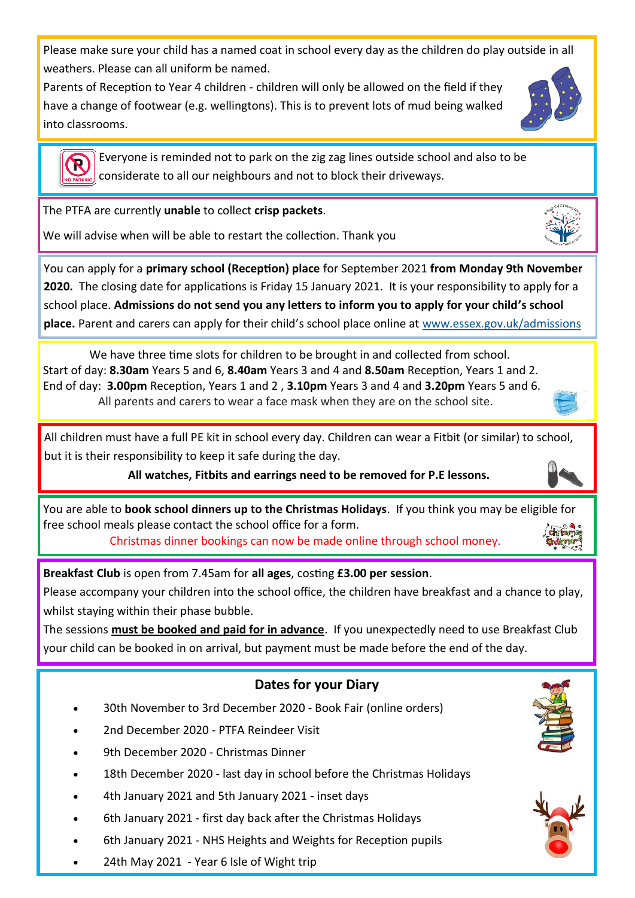Please make sure your child has a named coat in school every day as the children do play outside in all weathers. Please can all uniform be named.

Parents of Reception to Year 4 children - children will only be allowed on the field if they have a change of footwear (e.g. wellingtons). This is to prevent lots of mud being walked into classrooms.

Everyone is reminded not to park on the zig zag lines outside school and also to be considerate to all our neighbours and not to block their driveways.

The PTFA are currently **unable** to collect **crisp packets**.

We will advise when will be able to restart the collection. Thank you

You can apply for a **primary school (Reception) place** for September 2021 **from Monday 9th November 2020.** The closing date for applications is Friday 15 January 2021. It is your responsibility to apply for a school place. **Admissions do not send you any letters to inform you to apply for your child's school place.** Parent and carers can apply for their child's school place online at www.essex.gov.uk/admissions

We have three time slots for children to be brought in and collected from school.
Start of day: **8.30am** Years 5 and 6, **8.40am** Years 3 and 4 and **8.50am** Reception, Years 1 and 2.
End of day: **3.00pm** Reception, Years 1 and 2 , **3.10pm** Years 3 and 4 and **3.20pm** Years 5 and 6.
All parents and carers to wear a face mask when they are on the school site.

All children must have a full PE kit in school every day. Children can wear a Fitbit (or similar) to school, but it is their responsibility to keep it safe during the day.

**All watches, Fitbits and earrings need to be removed for P.E lessons.**

You are able to **book school dinners up to the Christmas Holidays**. If you think you may be eligible for free school meals please contact the school office for a form.
Christmas dinner bookings can now be made online through school money.

**Breakfast Club** is open from 7.45am for **all ages**, costing **£3.00 per session**.

Please accompany your children into the school office, the children have breakfast and a chance to play, whilst staying within their phase bubble.

The sessions **must be booked and paid for in advance**. If you unexpectedly need to use Breakfast Club your child can be booked in on arrival, but payment must be made before the end of the day.

## Dates for your Diary

- 30th November to 3rd December 2020 - Book Fair (online orders)
- 2nd December 2020 - PTFA Reindeer Visit
- 9th December 2020 - Christmas Dinner
- 18th December 2020 - last day in school before the Christmas Holidays
- 4th January 2021 and 5th January 2021 - inset days
- 6th January 2021 - first day back after the Christmas Holidays
- 6th January 2021 - NHS Heights and Weights for Reception pupils
- 24th May 2021 - Year 6 Isle of Wight trip